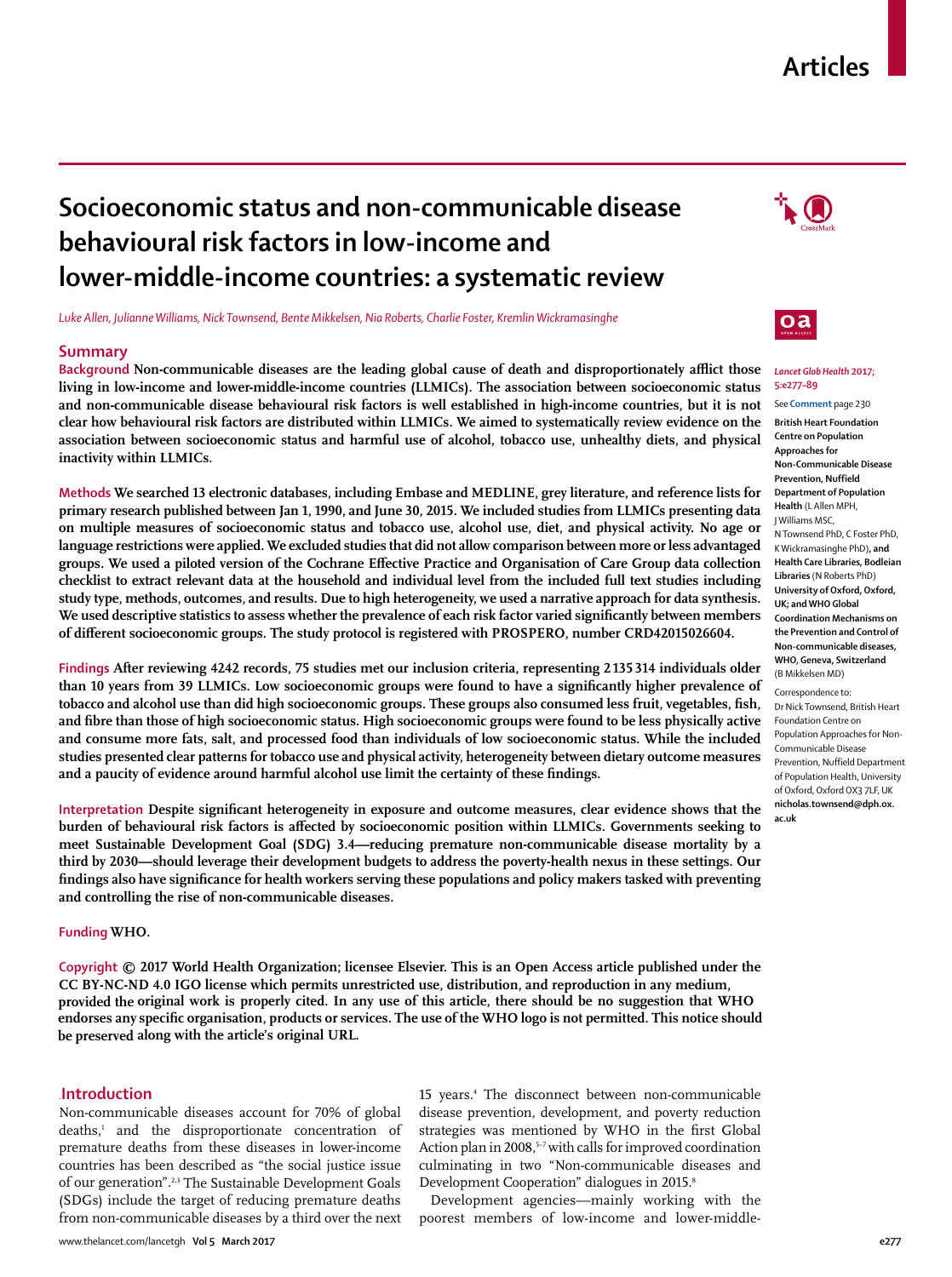# Socioeconomic status and non-communicable disease behavioural risk factors in low-income and lower-middle-income countries: a systematic review

*Luke Allen, Julianne Williams, Nick Townsend, Bente Mikkelsen, Nia Roberts, Charlie Foster, Kremlin Wickramasinghe*

## Summary

**Background** Non-communicable diseases are the leading global cause of death and disproportionately afflict those living in low-income and lower-middle-income countries (LLMICs). The association between socioeconomic status and non-communicable disease behavioural risk factors is well established in high-income countries, but it is not clear how behavioural risk factors are distributed within LLMICs. We aimed to systematically review evidence on the association between socioeconomic status and harmful use of alcohol, tobacco use, unhealthy diets, and physical inactivity within LLMICs.

**Methods** We searched 13 electronic databases, including Embase and MEDLINE, grey literature, and reference lists for primary research published between Jan 1, 1990, and June 30, 2015. We included studies from LLMICs presenting data on multiple measures of socioeconomic status and tobacco use, alcohol use, diet, and physical activity. No age or language restrictions were applied. We excluded studies that did not allow comparison between more or less advantaged groups. We used a piloted version of the Cochrane Effective Practice and Organisation of Care Group data collection checklist to extract relevant data at the household and individual level from the included full text studies including study type, methods, outcomes, and results. Due to high heterogeneity, we used a narrative approach for data synthesis. We used descriptive statistics to assess whether the prevalence of each risk factor varied significantly between members of different socioeconomic groups. The study protocol is registered with PROSPERO, number CRD42015026604.

**Findings** After reviewing 4242 records, 75 studies met our inclusion criteria, representing 2 135 314 individuals older than 10 years from 39 LLMICs. Low socioeconomic groups were found to have a significantly higher prevalence of tobacco and alcohol use than did high socioeconomic groups. These groups also consumed less fruit, vegetables, fish, and fibre than those of high socioeconomic status. High socioeconomic groups were found to be less physically active and consume more fats, salt, and processed food than individuals of low socioeconomic status. While the included studies presented clear patterns for tobacco use and physical activity, heterogeneity between dietary outcome measures and a paucity of evidence around harmful alcohol use limit the certainty of these findings.

**Interpretation** Despite significant heterogeneity in exposure and outcome measures, clear evidence shows that the burden of behavioural risk factors is affected by socioeconomic position within LLMICs. Governments seeking to meet Sustainable Development Goal (SDG) 3.4—reducing premature non-communicable disease mortality by a third by 2030—should leverage their development budgets to address the poverty-health nexus in these settings. Our findings also have significance for health workers serving these populations and policy makers tasked with preventing and controlling the rise of non-communicable diseases.

**Funding** WHO.

**Copyright** © 2017 World Health Organization; licensee Elsevier. This is an Open Access article published under the CC BY-NC-ND 4.0 IGO license which permits unrestricted use, distribution, and reproduction in any medium, provided the original work is properly cited. In any use of this article, there should be no suggestion that WHO endorses any specific organisation, products or services. The use of the WHO logo is not permitted. This notice should be preserved along with the article's original URL.

*Lancet Glob Health* 2017; 5:e277–89

See **Comment** page 230

**British Heart Foundation Centre on Population Approaches for Non-Communicable Disease Prevention, Nuffield Department of Population Health** (L Allen MPH, J Williams MSC, N Townsend PhD, C Foster PhD, K Wickramasinghe PhD), **and Health Care Libraries, Bodleian Libraries** (N Roberts PhD) **University of Oxford, Oxford, UK; and WHO Global Coordination Mechanisms on the Prevention and Control of Non-communicable diseases, WHO, Geneva, Switzerland** (B Mikkelsen MD)

Correspondence to: Dr Nick Townsend, British Heart Foundation Centre on Population Approaches for Non-Communicable Disease Prevention, Nuffield Department of Population Health, University of Oxford, Oxford OX3 7LF, UK **nicholas.townsend@dph.ox.ac.uk**

## Introduction

Non-communicable diseases account for 70% of global deaths,[1] and the disproportionate concentration of premature deaths from these diseases in lower-income countries has been described as "the social justice issue of our generation".[2,3] The Sustainable Development Goals (SDGs) include the target of reducing premature deaths from non-communicable diseases by a third over the next 15 years.[4] The disconnect between non-communicable disease prevention, development, and poverty reduction strategies was mentioned by WHO in the first Global Action plan in 2008,[5–7] with calls for improved coordination culminating in two "Non-communicable diseases and Development Cooperation" dialogues in 2015.[8]

Development agencies—mainly working with the poorest members of low-income and lower-middle-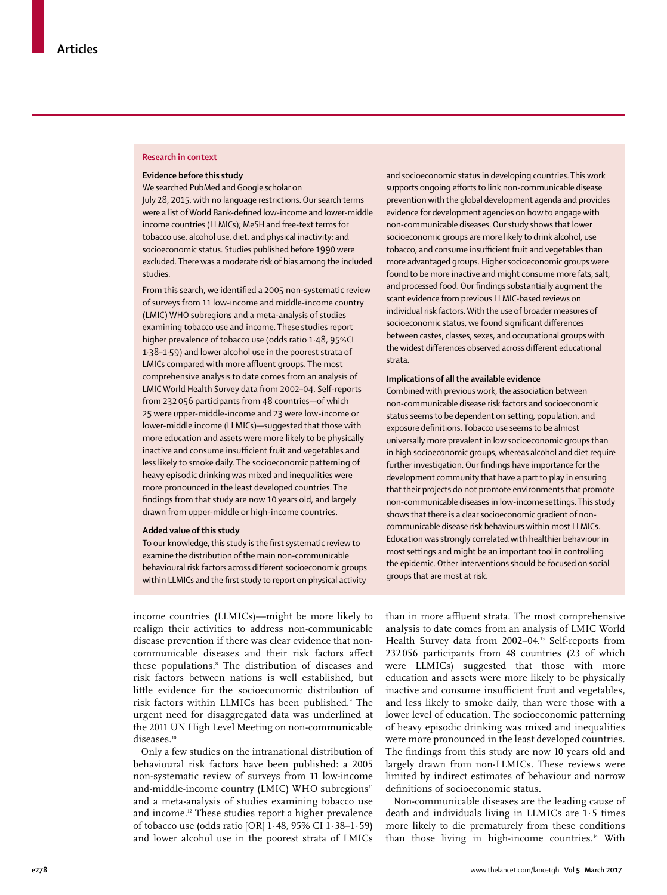## Research in context

### Evidence before this study

We searched PubMed and Google scholar on July 28, 2015, with no language restrictions. Our search terms were a list of World Bank-defined low-income and lower-middle income countries (LLMICs); MeSH and free-text terms for tobacco use, alcohol use, diet, and physical inactivity; and socioeconomic status. Studies published before 1990 were excluded. There was a moderate risk of bias among the included studies.

From this search, we identified a 2005 non-systematic review of surveys from 11 low-income and middle-income country (LMIC) WHO subregions and a meta-analysis of studies examining tobacco use and income. These studies report higher prevalence of tobacco use (odds ratio 1·48, 95%CI 1·38–1·59) and lower alcohol use in the poorest strata of LMICs compared with more affluent groups. The most comprehensive analysis to date comes from an analysis of LMIC World Health Survey data from 2002–04. Self-reports from 232 056 participants from 48 countries—of which 25 were upper-middle-income and 23 were low-income or lower-middle income (LLMICs)—suggested that those with more education and assets were more likely to be physically inactive and consume insufficient fruit and vegetables and less likely to smoke daily. The socioeconomic patterning of heavy episodic drinking was mixed and inequalities were more pronounced in the least developed countries. The findings from that study are now 10 years old, and largely drawn from upper-middle or high-income countries.

### Added value of this study

To our knowledge, this study is the first systematic review to examine the distribution of the main non-communicable behavioural risk factors across different socioeconomic groups within LLMICs and the first study to report on physical activity and socioeconomic status in developing countries. This work supports ongoing efforts to link non-communicable disease prevention with the global development agenda and provides evidence for development agencies on how to engage with non-communicable diseases. Our study shows that lower socioeconomic groups are more likely to drink alcohol, use tobacco, and consume insufficient fruit and vegetables than more advantaged groups. Higher socioeconomic groups were found to be more inactive and might consume more fats, salt, and processed food. Our findings substantially augment the scant evidence from previous LLMIC-based reviews on individual risk factors. With the use of broader measures of socioeconomic status, we found significant differences between castes, classes, sexes, and occupational groups with the widest differences observed across different educational strata.

### Implications of all the available evidence

Combined with previous work, the association between non-communicable disease risk factors and socioeconomic status seems to be dependent on setting, population, and exposure definitions. Tobacco use seems to be almost universally more prevalent in low socioeconomic groups than in high socioeconomic groups, whereas alcohol and diet require further investigation. Our findings have importance for the development community that have a part to play in ensuring that their projects do not promote environments that promote non-communicable diseases in low-income settings. This study shows that there is a clear socioeconomic gradient of non-communicable disease risk behaviours within most LLMICs. Education was strongly correlated with healthier behaviour in most settings and might be an important tool in controlling the epidemic. Other interventions should be focused on social groups that are most at risk.

income countries (LLMICs)—might be more likely to realign their activities to address non-communicable disease prevention if there was clear evidence that non-communicable diseases and their risk factors affect these populations.[8] The distribution of diseases and risk factors between nations is well established, but little evidence for the socioeconomic distribution of risk factors within LLMICs has been published.[9] The urgent need for disaggregated data was underlined at the 2011 UN High Level Meeting on non-communicable diseases.[10]

Only a few studies on the intranational distribution of behavioural risk factors have been published: a 2005 non-systematic review of surveys from 11 low-income and-middle-income country (LMIC) WHO subregions[11] and a meta-analysis of studies examining tobacco use and income.[12] These studies report a higher prevalence of tobacco use (odds ratio [OR] 1·48, 95% CI 1·38–1·59) and lower alcohol use in the poorest strata of LMICs than in more affluent strata. The most comprehensive analysis to date comes from an analysis of LMIC World Health Survey data from 2002–04.[13] Self-reports from 232 056 participants from 48 countries (23 of which were LLMICs) suggested that those with more education and assets were more likely to be physically inactive and consume insufficient fruit and vegetables, and less likely to smoke daily, than were those with a lower level of education. The socioeconomic patterning of heavy episodic drinking was mixed and inequalities were more pronounced in the least developed countries. The findings from this study are now 10 years old and largely drawn from non-LLMICs. These reviews were limited by indirect estimates of behaviour and narrow definitions of socioeconomic status.

Non-communicable diseases are the leading cause of death and individuals living in LLMICs are 1·5 times more likely to die prematurely from these conditions than those living in high-income countries.[14] With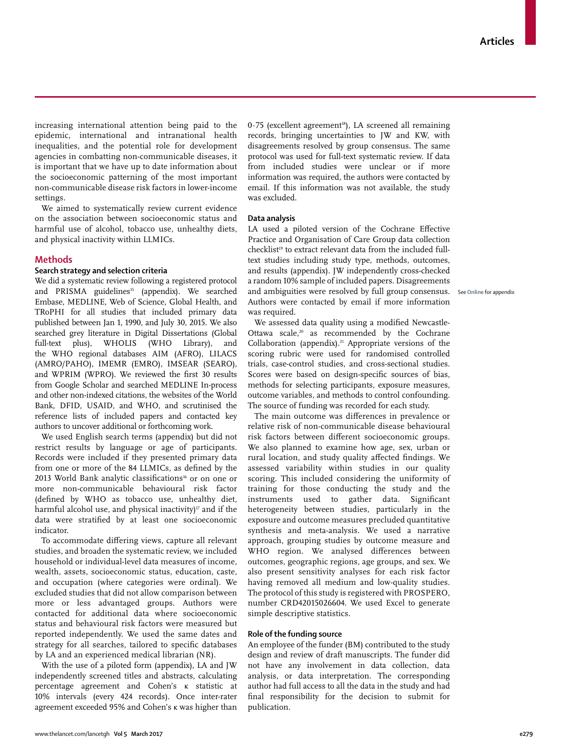increasing international attention being paid to the epidemic, international and intranational health inequalities, and the potential role for development agencies in combatting non-communicable diseases, it is important that we have up to date information about the socioeconomic patterning of the most important non-communicable disease risk factors in lower-income settings.

We aimed to systematically review current evidence on the association between socioeconomic status and harmful use of alcohol, tobacco use, unhealthy diets, and physical inactivity within LLMICs.

## Methods

### Search strategy and selection criteria

We did a systematic review following a registered protocol and PRISMA guidelines[15] (appendix). We searched Embase, MEDLINE, Web of Science, Global Health, and TRoPHI for all studies that included primary data published between Jan 1, 1990, and July 30, 2015. We also searched grey literature in Digital Dissertations (Global full-text plus), WHOLIS (WHO Library), and the WHO regional databases AIM (AFRO), LILACS (AMRO/PAHO), IMEMR (EMRO), IMSEAR (SEARO), and WPRIM (WPRO). We reviewed the first 30 results from Google Scholar and searched MEDLINE In-process and other non-indexed citations, the websites of the World Bank, DFID, USAID, and WHO, and scrutinised the reference lists of included papers and contacted key authors to uncover additional or forthcoming work.

We used English search terms (appendix) but did not restrict results by language or age of participants. Records were included if they presented primary data from one or more of the 84 LLMICs, as defined by the 2013 World Bank analytic classifications[16] or on one or more non-communicable behavioural risk factor (defined by WHO as tobacco use, unhealthy diet, harmful alcohol use, and physical inactivity)[17] and if the data were stratified by at least one socioeconomic indicator.

To accommodate differing views, capture all relevant studies, and broaden the systematic review, we included household or individual-level data measures of income, wealth, assets, socioeconomic status, education, caste, and occupation (where categories were ordinal). We excluded studies that did not allow comparison between more or less advantaged groups. Authors were contacted for additional data where socioeconomic status and behavioural risk factors were measured but reported independently. We used the same dates and strategy for all searches, tailored to specific databases by LA and an experienced medical librarian (NR).

With the use of a piloted form (appendix), LA and JW independently screened titles and abstracts, calculating percentage agreement and Cohen's $\kappa$ statistic at 10% intervals (every 424 records). Once inter-rater agreement exceeded 95% and Cohen's $\kappa$ was higher than 0·75 (excellent agreement[18]), LA screened all remaining records, bringing uncertainties to JW and KW, with disagreements resolved by group consensus. The same protocol was used for full-text systematic review. If data from included studies were unclear or if more information was required, the authors were contacted by email. If this information was not available, the study was excluded.

### Data analysis

LA used a piloted version of the Cochrane Effective Practice and Organisation of Care Group data collection checklist[19] to extract relevant data from the included full-text studies including study type, methods, outcomes, and results (appendix). JW independently cross-checked a random 10% sample of included papers. Disagreements and ambiguities were resolved by full group consensus. Authors were contacted by email if more information was required.

See **Online** for appendix

We assessed data quality using a modified Newcastle-Ottawa scale,[20] as recommended by the Cochrane Collaboration (appendix).[21] Appropriate versions of the scoring rubric were used for randomised controlled trials, case-control studies, and cross-sectional studies. Scores were based on design-specific sources of bias, methods for selecting participants, exposure measures, outcome variables, and methods to control confounding. The source of funding was recorded for each study.

The main outcome was differences in prevalence or relative risk of non-communicable disease behavioural risk factors between different socioeconomic groups. We also planned to examine how age, sex, urban or rural location, and study quality affected findings. We assessed variability within studies in our quality scoring. This included considering the uniformity of training for those conducting the study and the instruments used to gather data. Significant heterogeneity between studies, particularly in the exposure and outcome measures precluded quantitative synthesis and meta-analysis. We used a narrative approach, grouping studies by outcome measure and WHO region. We analysed differences between outcomes, geographic regions, age groups, and sex. We also present sensitivity analyses for each risk factor having removed all medium and low-quality studies. The protocol of this study is registered with PROSPERO, number CRD42015026604. We used Excel to generate simple descriptive statistics.

### Role of the funding source

An employee of the funder (BM) contributed to the study design and review of draft manuscripts. The funder did not have any involvement in data collection, data analysis, or data interpretation. The corresponding author had full access to all the data in the study and had final responsibility for the decision to submit for publication.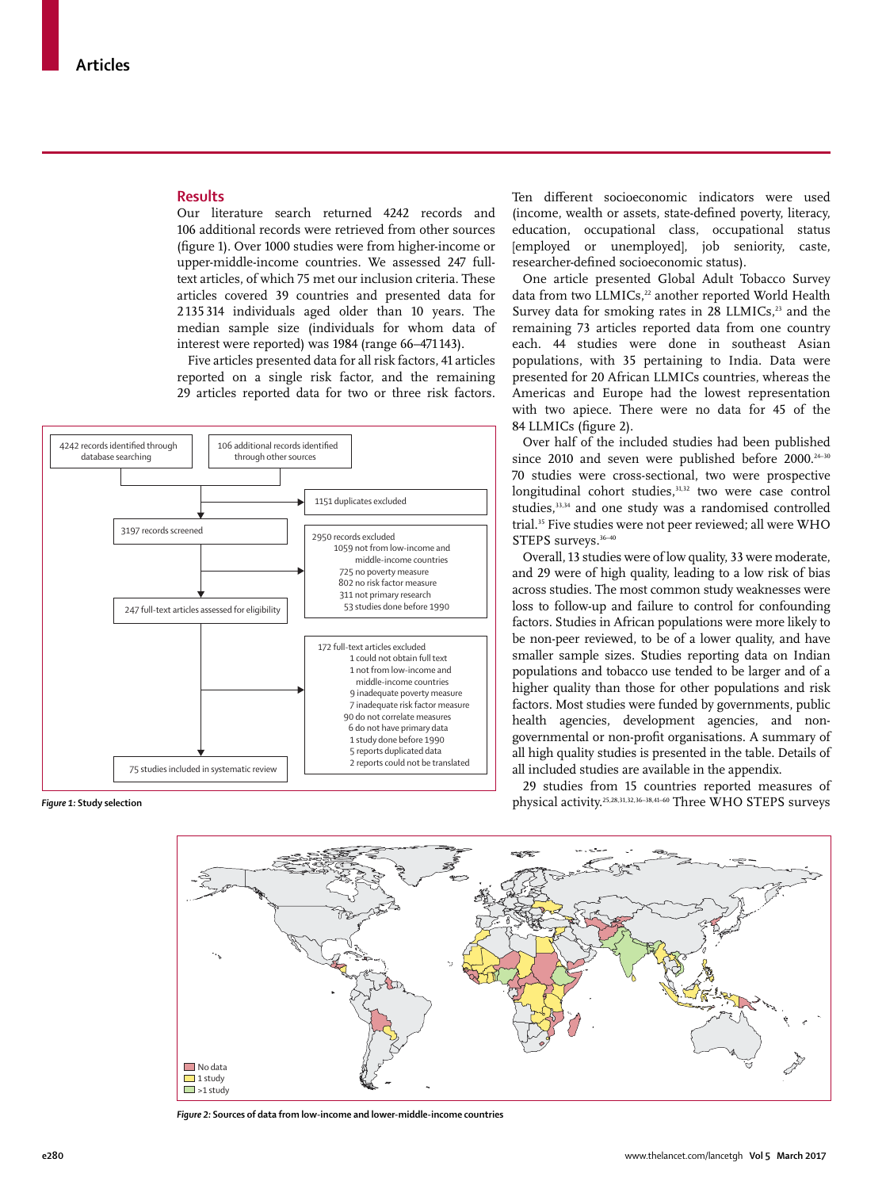## Results

Our literature search returned 4242 records and 106 additional records were retrieved from other sources (figure 1). Over 1000 studies were from higher-income or upper-middle-income countries. We assessed 247 full-text articles, of which 75 met our inclusion criteria. These articles covered 39 countries and presented data for 2 135 314 individuals aged older than 10 years. The median sample size (individuals for whom data of interest were reported) was 1984 (range 66–471 143).

Five articles presented data for all risk factors, 41 articles reported on a single risk factor, and the remaining 29 articles reported data for two or three risk factors.

4242 records identified through database searching

106 additional records identified through other sources

1151 duplicates excluded

3197 records screened

2950 records excluded
- 1059 not from low-income and middle-income countries
- 725 no poverty measure
- 802 no risk factor measure
- 311 not primary research
- 53 studies done before 1990

247 full-text articles assessed for eligibility

172 full-text articles excluded
- 1 could not obtain full text
- 1 not from low-income and middle-income countries
- 9 inadequate poverty measure
- 7 inadequate risk factor measure
- 90 do not correlate measures
- 6 do not have primary data
- 1 study done before 1990
- 5 reports duplicated data
- 2 reports could not be translated

75 studies included in systematic review

*Figure 1:* **Study selection**

Ten different socioeconomic indicators were used (income, wealth or assets, state-defined poverty, literacy, education, occupational class, occupational status [employed or unemployed], job seniority, caste, researcher-defined socioeconomic status).

One article presented Global Adult Tobacco Survey data from two LLMICs,[22] another reported World Health Survey data for smoking rates in 28 LLMICs,[23] and the remaining 73 articles reported data from one country each. 44 studies were done in southeast Asian populations, with 35 pertaining to India. Data were presented for 20 African LLMICs countries, whereas the Americas and Europe had the lowest representation with two apiece. There were no data for 45 of the 84 LLMICs (figure 2).

Over half of the included studies had been published since 2010 and seven were published before 2000.[24–30] 70 studies were cross-sectional, two were prospective longitudinal cohort studies,[31,32] two were case control studies,[33,34] and one study was a randomised controlled trial.[35] Five studies were not peer reviewed; all were WHO STEPS surveys.[36–40]

Overall, 13 studies were of low quality, 33 were moderate, and 29 were of high quality, leading to a low risk of bias across studies. The most common study weaknesses were loss to follow-up and failure to control for confounding factors. Studies in African populations were more likely to be non-peer reviewed, to be of a lower quality, and have smaller sample sizes. Studies reporting data on Indian populations and tobacco use tended to be larger and of a higher quality than those for other populations and risk factors. Most studies were funded by governments, public health agencies, development agencies, and non-governmental or non-profit organisations. A summary of all high quality studies is presented in the table. Details of all included studies are available in the appendix.

29 studies from 15 countries reported measures of physical activity.[25,28,31,32,36–38,41–60] Three WHO STEPS surveys

No data
1 study
>1 study

*Figure 2:* **Sources of data from low-income and lower-middle-income countries**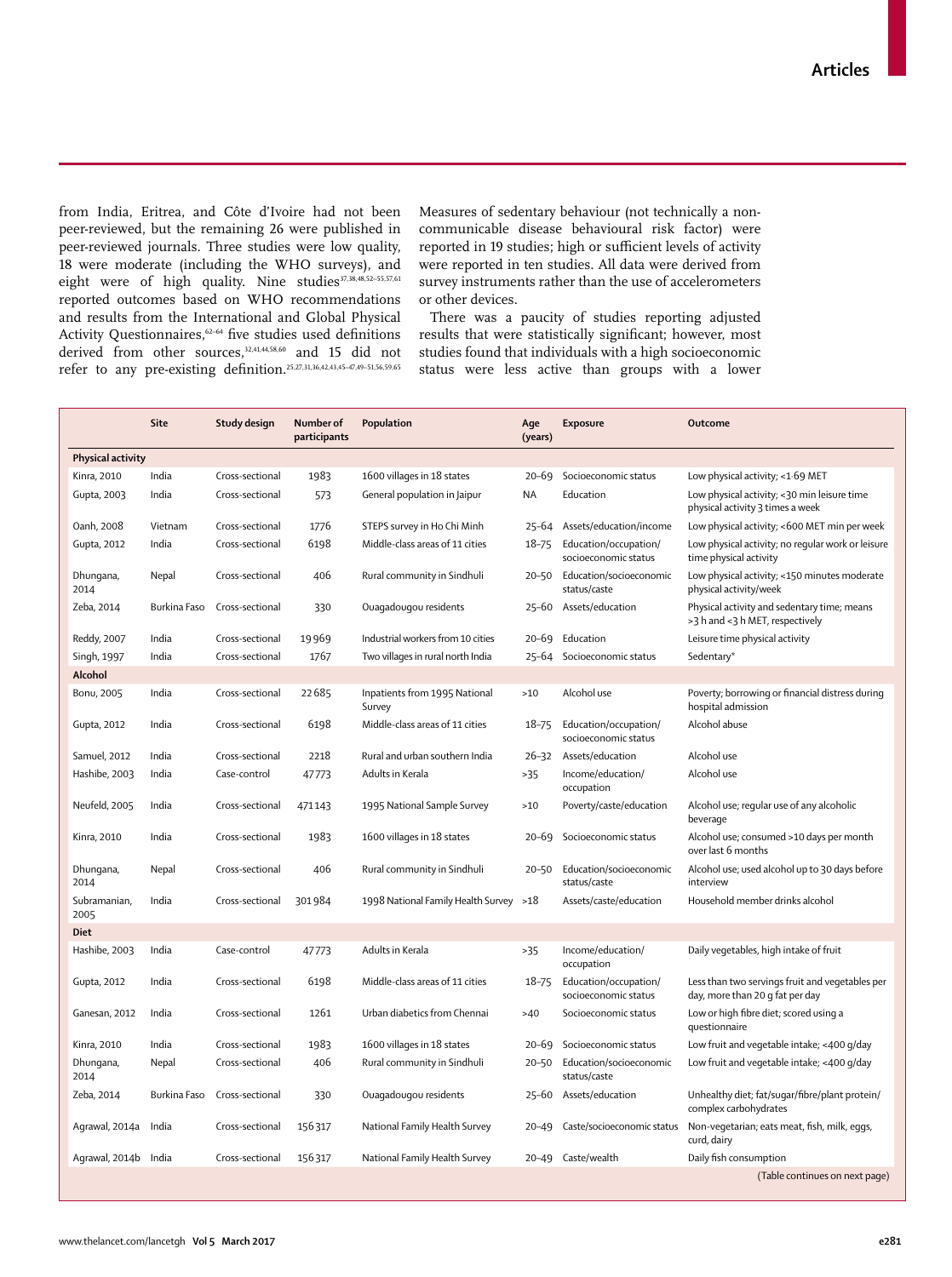from India, Eritrea, and Côte d'Ivoire had not been peer-reviewed, but the remaining 26 were published in peer-reviewed journals. Three studies were low quality, 18 were moderate (including the WHO surveys), and eight were of high quality. Nine studies[37,38,48,52–55,57,61] reported outcomes based on WHO recommendations and results from the International and Global Physical Activity Questionnaires,[62–64] five studies used definitions derived from other sources,[32,41,44,58,60] and 15 did not refer to any pre-existing definition.[25,27,31,36,42,43,45–47,49–51,56,59,65] Measures of sedentary behaviour (not technically a non-communicable disease behavioural risk factor) were reported in 19 studies; high or sufficient levels of activity were reported in ten studies. All data were derived from survey instruments rather than the use of accelerometers or other devices.

There was a paucity of studies reporting adjusted results that were statistically significant; however, most studies found that individuals with a high socioeconomic status were less active than groups with a lower

| | Site | Study design | Number of participants | Population | Age (years) | Exposure | Outcome |
|---|---|---|---|---|---|---|---|
| **Physical activity** | | | | | | | |
| Kinra, 2010 | India | Cross-sectional | 1983 | 1600 villages in 18 states | 20–69 | Socioeconomic status | Low physical activity; <1·69 MET |
| Gupta, 2003 | India | Cross-sectional | 573 | General population in Jaipur | NA | Education | Low physical activity; <30 min leisure time physical activity 3 times a week |
| Oanh, 2008 | Vietnam | Cross-sectional | 1776 | STEPS survey in Ho Chi Minh | 25–64 | Assets/education/income | Low physical activity; <600 MET min per week |
| Gupta, 2012 | India | Cross-sectional | 6198 | Middle-class areas of 11 cities | 18–75 | Education/occupation/ socioeconomic status | Low physical activity; no regular work or leisure time physical activity |
| Dhungana, 2014 | Nepal | Cross-sectional | 406 | Rural community in Sindhuli | 20–50 | Education/socioeconomic status/caste | Low physical activity; <150 minutes moderate physical activity/week |
| Zeba, 2014 | Burkina Faso | Cross-sectional | 330 | Ouagadougou residents | 25–60 | Assets/education | Physical activity and sedentary time; means >3 h and <3 h MET, respectively |
| Reddy, 2007 | India | Cross-sectional | 19 969 | Industrial workers from 10 cities | 20–69 | Education | Leisure time physical activity |
| Singh, 1997 | India | Cross-sectional | 1767 | Two villages in rural north India | 25–64 | Socioeconomic status | Sedentary* |
| **Alcohol** | | | | | | | |
| Bonu, 2005 | India | Cross-sectional | 22 685 | Inpatients from 1995 National Survey | >10 | Alcohol use | Poverty; borrowing or financial distress during hospital admission |
| Gupta, 2012 | India | Cross-sectional | 6198 | Middle-class areas of 11 cities | 18–75 | Education/occupation/ socioeconomic status | Alcohol abuse |
| Samuel, 2012 | India | Cross-sectional | 2218 | Rural and urban southern India | 26–32 | Assets/education | Alcohol use |
| Hashibe, 2003 | India | Case-control | 47 773 | Adults in Kerala | >35 | Income/education/ occupation | Alcohol use |
| Neufeld, 2005 | India | Cross-sectional | 471 143 | 1995 National Sample Survey | >10 | Poverty/caste/education | Alcohol use; regular use of any alcoholic beverage |
| Kinra, 2010 | India | Cross-sectional | 1983 | 1600 villages in 18 states | 20–69 | Socioeconomic status | Alcohol use; consumed >10 days per month over last 6 months |
| Dhungana, 2014 | Nepal | Cross-sectional | 406 | Rural community in Sindhuli | 20–50 | Education/socioeconomic status/caste | Alcohol use; used alcohol up to 30 days before interview |
| Subramanian, 2005 | India | Cross-sectional | 301 984 | 1998 National Family Health Survey | >18 | Assets/caste/education | Household member drinks alcohol |
| **Diet** | | | | | | | |
| Hashibe, 2003 | India | Case-control | 47 773 | Adults in Kerala | >35 | Income/education/ occupation | Daily vegetables, high intake of fruit |
| Gupta, 2012 | India | Cross-sectional | 6198 | Middle-class areas of 11 cities | 18–75 | Education/occupation/ socioeconomic status | Less than two servings fruit and vegetables per day, more than 20 g fat per day |
| Ganesan, 2012 | India | Cross-sectional | 1261 | Urban diabetics from Chennai | >40 | Socioeconomic status | Low or high fibre diet; scored using a questionnaire |
| Kinra, 2010 | India | Cross-sectional | 1983 | 1600 villages in 18 states | 20–69 | Socioeconomic status | Low fruit and vegetable intake; <400 g/day |
| Dhungana, 2014 | Nepal | Cross-sectional | 406 | Rural community in Sindhuli | 20–50 | Education/socioeconomic status/caste | Low fruit and vegetable intake; <400 g/day |
| Zeba, 2014 | Burkina Faso | Cross-sectional | 330 | Ouagadougou residents | 25–60 | Assets/education | Unhealthy diet; fat/sugar/fibre/plant protein/ complex carbohydrates |
| Agrawal, 2014a | India | Cross-sectional | 156 317 | National Family Health Survey | 20–49 | Caste/socioeconomic status | Non-vegetarian; eats meat, fish, milk, eggs, curd, dairy |
| Agrawal, 2014b | India | Cross-sectional | 156 317 | National Family Health Survey | 20–49 | Caste/wealth | Daily fish consumption |

(Table continues on next page)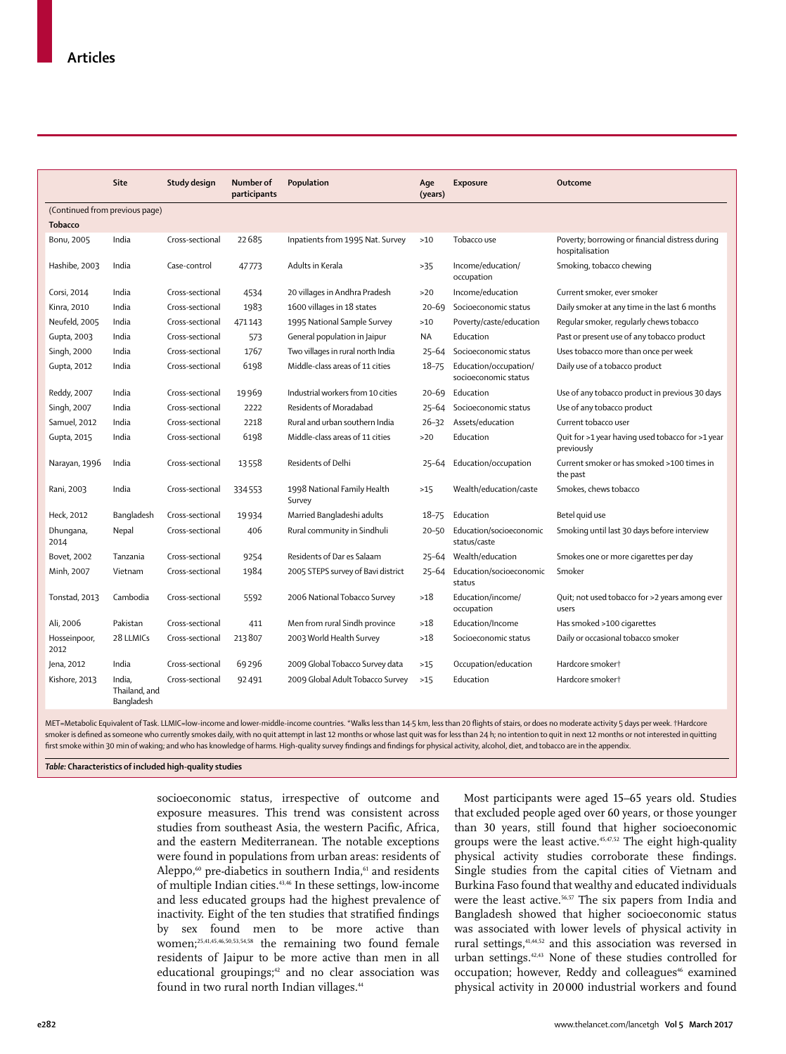| | Site | Study design | Number of participants | Population | Age (years) | Exposure | Outcome |
|---|---|---|---|---|---|---|---|
| (Continued from previous page) | | | | | | | |
| **Tobacco** | | | | | | | |
| Bonu, 2005 | India | Cross-sectional | 22 685 | Inpatients from 1995 Nat. Survey | >10 | Tobacco use | Poverty; borrowing or financial distress during hospitalisation |
| Hashibe, 2003 | India | Case-control | 47 773 | Adults in Kerala | >35 | Income/education/ occupation | Smoking, tobacco chewing |
| Corsi, 2014 | India | Cross-sectional | 4534 | 20 villages in Andhra Pradesh | >20 | Income/education | Current smoker, ever smoker |
| Kinra, 2010 | India | Cross-sectional | 1983 | 1600 villages in 18 states | 20–69 | Socioeconomic status | Daily smoker at any time in the last 6 months |
| Neufeld, 2005 | India | Cross-sectional | 471 143 | 1995 National Sample Survey | >10 | Poverty/caste/education | Regular smoker, regularly chews tobacco |
| Gupta, 2003 | India | Cross-sectional | 573 | General population in Jaipur | NA | Education | Past or present use of any tobacco product |
| Singh, 2000 | India | Cross-sectional | 1767 | Two villages in rural north India | 25–64 | Socioeconomic status | Uses tobacco more than once per week |
| Gupta, 2012 | India | Cross-sectional | 6198 | Middle-class areas of 11 cities | 18–75 | Education/occupation/ socioeconomic status | Daily use of a tobacco product |
| Reddy, 2007 | India | Cross-sectional | 19 969 | Industrial workers from 10 cities | 20–69 | Education | Use of any tobacco product in previous 30 days |
| Singh, 2007 | India | Cross-sectional | 2222 | Residents of Moradabad | 25–64 | Socioeconomic status | Use of any tobacco product |
| Samuel, 2012 | India | Cross-sectional | 2218 | Rural and urban southern India | 26–32 | Assets/education | Current tobacco user |
| Gupta, 2015 | India | Cross-sectional | 6198 | Middle-class areas of 11 cities | >20 | Education | Quit for >1 year having used tobacco for >1 year previously |
| Narayan, 1996 | India | Cross-sectional | 13 558 | Residents of Delhi | 25–64 | Education/occupation | Current smoker or has smoked >100 times in the past |
| Rani, 2003 | India | Cross-sectional | 334 553 | 1998 National Family Health Survey | >15 | Wealth/education/caste | Smokes, chews tobacco |
| Heck, 2012 | Bangladesh | Cross-sectional | 19 934 | Married Bangladeshi adults | 18–75 | Education | Betel quid use |
| Dhungana, 2014 | Nepal | Cross-sectional | 406 | Rural community in Sindhuli | 20–50 | Education/socioeconomic status/caste | Smoking until last 30 days before interview |
| Bovet, 2002 | Tanzania | Cross-sectional | 9254 | Residents of Dar es Salaam | 25–64 | Wealth/education | Smokes one or more cigarettes per day |
| Minh, 2007 | Vietnam | Cross-sectional | 1984 | 2005 STEPS survey of Bavi district | 25–64 | Education/socioeconomic status | Smoker |
| Tonstad, 2013 | Cambodia | Cross-sectional | 5592 | 2006 National Tobacco Survey | >18 | Education/income/ occupation | Quit; not used tobacco for >2 years among ever users |
| Ali, 2006 | Pakistan | Cross-sectional | 411 | Men from rural Sindh province | >18 | Education/Income | Has smoked >100 cigarettes |
| Hosseinpoor, 2012 | 28 LLMICs | Cross-sectional | 213 807 | 2003 World Health Survey | >18 | Socioeconomic status | Daily or occasional tobacco smoker |
| Jena, 2012 | India | Cross-sectional | 69 296 | 2009 Global Tobacco Survey data | >15 | Occupation/education | Hardcore smoker† |
| Kishore, 2013 | India, Thailand, and Bangladesh | Cross-sectional | 92 491 | 2009 Global Adult Tobacco Survey | >15 | Education | Hardcore smoker† |

MET=Metabolic Equivalent of Task. LLMIC=low-income and lower-middle-income countries. *Walks less than 14·5 km, less than 20 flights of stairs, or does no moderate activity 5 days per week. †Hardcore smoker is defined as someone who currently smokes daily, with no quit attempt in last 12 months or whose last quit was for less than 24 h; no intention to quit in next 12 months or not interested in quitting first smoke within 30 min of waking; and who has knowledge of harms. High-quality survey findings and findings for physical activity, alcohol, diet, and tobacco are in the appendix.

*Table:* **Characteristics of included high-quality studies**

socioeconomic status, irrespective of outcome and exposure measures. This trend was consistent across studies from southeast Asia, the western Pacific, Africa, and the eastern Mediterranean. The notable exceptions were found in populations from urban areas: residents of Aleppo,[60] pre-diabetics in southern India,[61] and residents of multiple Indian cities.[43,46] In these settings, low-income and less educated groups had the highest prevalence of inactivity. Eight of the ten studies that stratified findings by sex found men to be more active than women;[25,41,45,46,50,53,54,58] the remaining two found female residents of Jaipur to be more active than men in all educational groupings;[42] and no clear association was found in two rural north Indian villages.[44]

Most participants were aged 15–65 years old. Studies that excluded people aged over 60 years, or those younger than 30 years, still found that higher socioeconomic groups were the least active.[45,47,52] The eight high-quality physical activity studies corroborate these findings. Single studies from the capital cities of Vietnam and Burkina Faso found that wealthy and educated individuals were the least active.[56,57] The six papers from India and Bangladesh showed that higher socioeconomic status was associated with lower levels of physical activity in rural settings,[41,44,52] and this association was reversed in urban settings.[42,43] None of these studies controlled for occupation; however, Reddy and colleagues[46] examined physical activity in 20 000 industrial workers and found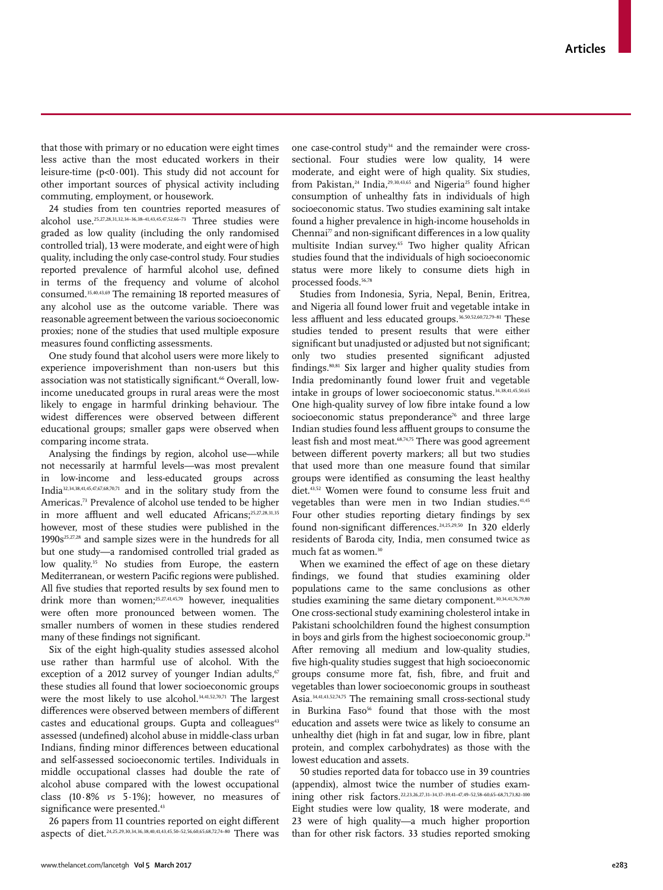that those with primary or no education were eight times less active than the most educated workers in their leisure-time ($p<0·001$). This study did not account for other important sources of physical activity including commuting, employment, or housework.

24 studies from ten countries reported measures of alcohol use.[25,27,28,31,32,34–36,38–41,43,45,47,52,66–73] Three studies were graded as low quality (including the only randomised controlled trial), 13 were moderate, and eight were of high quality, including the only case-control study. Four studies reported prevalence of harmful alcohol use, defined in terms of the frequency and volume of alcohol consumed.[35,40,43,69] The remaining 18 reported measures of any alcohol use as the outcome variable. There was reasonable agreement between the various socioeconomic proxies; none of the studies that used multiple exposure measures found conflicting assessments.

One study found that alcohol users were more likely to experience impoverishment than non-users but this association was not statistically significant.[66] Overall, low-income uneducated groups in rural areas were the most likely to engage in harmful drinking behaviour. The widest differences were observed between different educational groups; smaller gaps were observed when comparing income strata.

Analysing the findings by region, alcohol use—while not necessarily at harmful levels—was most prevalent in low-income and less-educated groups across India[32,34,38,41,45,47,67,68,70,71] and in the solitary study from the Americas.[73] Prevalence of alcohol use tended to be higher in more affluent and well educated Africans;[25,27,28,31,35] however, most of these studies were published in the 1990s[25,27,28] and sample sizes were in the hundreds for all but one study—a randomised controlled trial graded as low quality.[35] No studies from Europe, the eastern Mediterranean, or western Pacific regions were published. All five studies that reported results by sex found men to drink more than women;[25,27,41,45,70] however, inequalities were often more pronounced between women. The smaller numbers of women in these studies rendered many of these findings not significant.

Six of the eight high-quality studies assessed alcohol use rather than harmful use of alcohol. With the exception of a 2012 survey of younger Indian adults,[67] these studies all found that lower socioeconomic groups were the most likely to use alcohol.[34,41,52,70,71] The largest differences were observed between members of different castes and educational groups. Gupta and colleagues[43] assessed (undefined) alcohol abuse in middle-class urban Indians, finding minor differences between educational and self-assessed socioeconomic tertiles. Individuals in middle occupational classes had double the rate of alcohol abuse compared with the lowest occupational class (10·8% *vs* 5·1%); however, no measures of significance were presented.[43]

26 papers from 11 countries reported on eight different aspects of diet.[24,25,29,30,34,36,38,40,41,43,45,50–52,56,60,65,68,72,74–80] There was one case-control study[34] and the remainder were cross-sectional. Four studies were low quality, 14 were moderate, and eight were of high quality. Six studies, from Pakistan,[24] India,[29,30,43,65] and Nigeria[25] found higher consumption of unhealthy fats in individuals of high socioeconomic status. Two studies examining salt intake found a higher prevalence in high-income households in Chennai[77] and non-significant differences in a low quality multisite Indian survey.[65] Two higher quality African studies found that the individuals of high socioeconomic status were more likely to consume diets high in processed foods.[56,78]

Studies from Indonesia, Syria, Nepal, Benin, Eritrea, and Nigeria all found lower fruit and vegetable intake in less affluent and less educated groups.[36,50,52,60,72,79–81] These studies tended to present results that were either significant but unadjusted or adjusted but not significant; only two studies presented significant adjusted findings.[80,81] Six larger and higher quality studies from India predominantly found lower fruit and vegetable intake in groups of lower socioeconomic status.[34,38,41,45,50,65] One high-quality survey of low fibre intake found a low socioeconomic status preponderance[76] and three large Indian studies found less affluent groups to consume the least fish and most meat.[68,74,75] There was good agreement between different poverty markers; all but two studies that used more than one measure found that similar groups were identified as consuming the least healthy diet.[43,52] Women were found to consume less fruit and vegetables than were men in two Indian studies.[41,45] Four other studies reporting dietary findings by sex found non-significant differences.[24,25,29,50] In 320 elderly residents of Baroda city, India, men consumed twice as much fat as women.[30]

When we examined the effect of age on these dietary findings, we found that studies examining older populations came to the same conclusions as other studies examining the same dietary component.[30,34,41,76,79,80] One cross-sectional study examining cholesterol intake in Pakistani schoolchildren found the highest consumption in boys and girls from the highest socioeconomic group.[24] After removing all medium and low-quality studies, five high-quality studies suggest that high socioeconomic groups consume more fat, fish, fibre, and fruit and vegetables than lower socioeconomic groups in southeast Asia.[34,41,43,52,74,75] The remaining small cross-sectional study in Burkina Faso[56] found that those with the most education and assets were twice as likely to consume an unhealthy diet (high in fat and sugar, low in fibre, plant protein, and complex carbohydrates) as those with the lowest education and assets.

50 studies reported data for tobacco use in 39 countries (appendix), almost twice the number of studies examining other risk factors.[22,23,26,27,31–34,37–39,41–47,49–52,58–60,65–68,71,73,82–100] Eight studies were low quality, 18 were moderate, and 23 were of high quality—a much higher proportion than for other risk factors. 33 studies reported smoking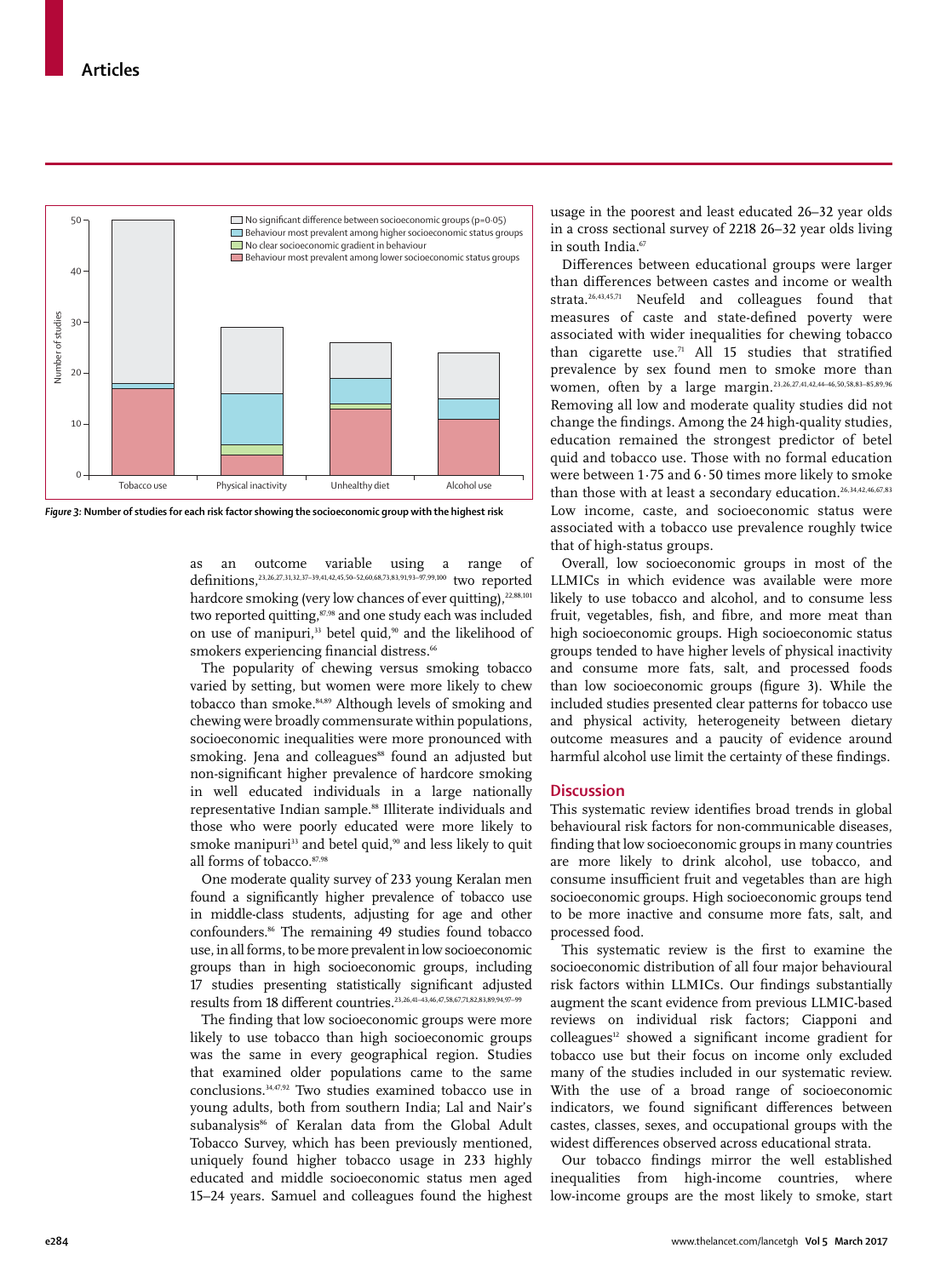*Figure 3:* **Number of studies for each risk factor showing the socioeconomic group with the highest risk**

as an outcome variable using a range of definitions,[23,26,27,31,32,37–39,41,42,45,50–52,60,68,73,83,91,93–97,99,100] two reported hardcore smoking (very low chances of ever quitting),[22,88,101] two reported quitting,[87,98] and one study each was included on use of manipuri,[33] betel quid,[90] and the likelihood of smokers experiencing financial distress.[66]

The popularity of chewing versus smoking tobacco varied by setting, but women were more likely to chew tobacco than smoke.[84,89] Although levels of smoking and chewing were broadly commensurate within populations, socioeconomic inequalities were more pronounced with smoking. Jena and colleagues[88] found an adjusted but non-significant higher prevalence of hardcore smoking in well educated individuals in a large nationally representative Indian sample.[88] Illiterate individuals and those who were poorly educated were more likely to smoke manipuri[33] and betel quid,[90] and less likely to quit all forms of tobacco.[87,98]

One moderate quality survey of 233 young Keralan men found a significantly higher prevalence of tobacco use in middle-class students, adjusting for age and other confounders.[86] The remaining 49 studies found tobacco use, in all forms, to be more prevalent in low socioeconomic groups than in high socioeconomic groups, including 17 studies presenting statistically significant adjusted results from 18 different countries.[23,26,41–43,46,47,58,67,71,82,83,89,94,97–99]

The finding that low socioeconomic groups were more likely to use tobacco than high socioeconomic groups was the same in every geographical region. Studies that examined older populations came to the same conclusions.[34,47,92] Two studies examined tobacco use in young adults, both from southern India; Lal and Nair's subanalysis[86] of Keralan data from the Global Adult Tobacco Survey, which has been previously mentioned, uniquely found higher tobacco usage in 233 highly educated and middle socioeconomic status men aged 15–24 years. Samuel and colleagues found the highest usage in the poorest and least educated 26–32 year olds in a cross sectional survey of 2218 26–32 year olds living in south India.[67]

Differences between educational groups were larger than differences between castes and income or wealth strata.[26,43,45,71] Neufeld and colleagues found that measures of caste and state-defined poverty were associated with wider inequalities for chewing tobacco than cigarette use.[71] All 15 studies that stratified prevalence by sex found men to smoke more than women, often by a large margin.[23,26,27,41,42,44–46,50,58,83–85,89,96] Removing all low and moderate quality studies did not change the findings. Among the 24 high-quality studies, education remained the strongest predictor of betel quid and tobacco use. Those with no formal education were between 1·75 and 6·50 times more likely to smoke than those with at least a secondary education.[26,34,42,46,67,83] Low income, caste, and socioeconomic status were associated with a tobacco use prevalence roughly twice that of high-status groups.

Overall, low socioeconomic groups in most of the LLMICs in which evidence was available were more likely to use tobacco and alcohol, and to consume less fruit, vegetables, fish, and fibre, and more meat than high socioeconomic groups. High socioeconomic status groups tended to have higher levels of physical inactivity and consume more fats, salt, and processed foods than low socioeconomic groups (figure 3). While the included studies presented clear patterns for tobacco use and physical activity, heterogeneity between dietary outcome measures and a paucity of evidence around harmful alcohol use limit the certainty of these findings.

## Discussion

This systematic review identifies broad trends in global behavioural risk factors for non-communicable diseases, finding that low socioeconomic groups in many countries are more likely to drink alcohol, use tobacco, and consume insufficient fruit and vegetables than are high socioeconomic groups. High socioeconomic groups tend to be more inactive and consume more fats, salt, and processed food.

This systematic review is the first to examine the socioeconomic distribution of all four major behavioural risk factors within LLMICs. Our findings substantially augment the scant evidence from previous LLMIC-based reviews on individual risk factors; Ciapponi and colleagues[12] showed a significant income gradient for tobacco use but their focus on income only excluded many of the studies included in our systematic review. With the use of a broad range of socioeconomic indicators, we found significant differences between castes, classes, sexes, and occupational groups with the widest differences observed across educational strata.

Our tobacco findings mirror the well established inequalities from high-income countries, where low-income groups are the most likely to smoke, start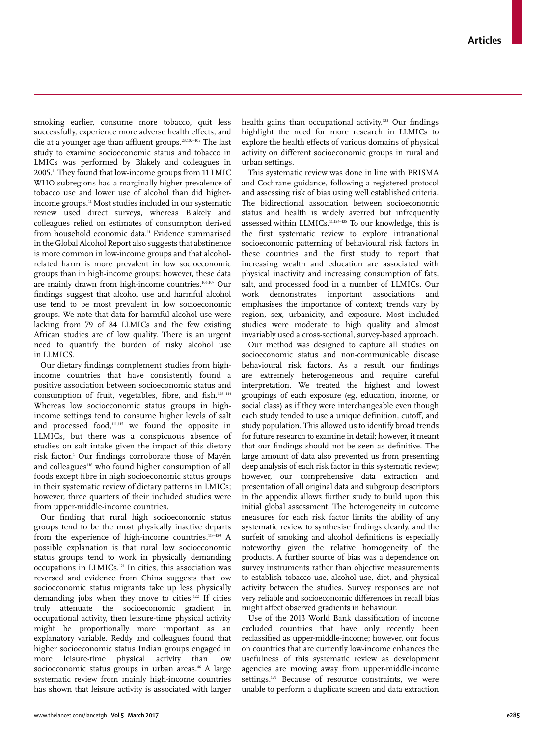smoking earlier, consume more tobacco, quit less successfully, experience more adverse health effects, and die at a younger age than affluent groups.[23,102–105] The last study to examine socioeconomic status and tobacco in LMICs was performed by Blakely and colleagues in 2005.[11] They found that low-income groups from 11 LMIC WHO subregions had a marginally higher prevalence of tobacco use and lower use of alcohol than did higher-income groups.[11] Most studies included in our systematic review used direct surveys, whereas Blakely and colleagues relied on estimates of consumption derived from household economic data.[11] Evidence summarised in the Global Alcohol Report also suggests that abstinence is more common in low-income groups and that alcohol-related harm is more prevalent in low socioeconomic groups than in high-income groups; however, these data are mainly drawn from high-income countries.[106,107] Our findings suggest that alcohol use and harmful alcohol use tend to be most prevalent in low socioeconomic groups. We note that data for harmful alcohol use were lacking from 79 of 84 LLMICs and the few existing African studies are of low quality. There is an urgent need to quantify the burden of risky alcohol use in LLMICS.

Our dietary findings complement studies from high-income countries that have consistently found a positive association between socioeconomic status and consumption of fruit, vegetables, fibre, and fish.[108–114] Whereas low socioeconomic status groups in high-income settings tend to consume higher levels of salt and processed food,[111,115] we found the opposite in LLMICs, but there was a conspicuous absence of studies on salt intake given the impact of this dietary risk factor.[1] Our findings corroborate those of Mayén and colleagues[116] who found higher consumption of all foods except fibre in high socioeconomic status groups in their systematic review of dietary patterns in LMICs; however, three quarters of their included studies were from upper-middle-income countries.

Our finding that rural high socioeconomic status groups tend to be the most physically inactive departs from the experience of high-income countries.[117–120] A possible explanation is that rural low socioeconomic status groups tend to work in physically demanding occupations in LLMICs.[121] In cities, this association was reversed and evidence from China suggests that low socioeconomic status migrants take up less physically demanding jobs when they move to cities.[122] If cities truly attenuate the socioeconomic gradient in occupational activity, then leisure-time physical activity might be proportionally more important as an explanatory variable. Reddy and colleagues found that higher socioeconomic status Indian groups engaged in more leisure-time physical activity than low socioeconomic status groups in urban areas.[46] A large systematic review from mainly high-income countries has shown that leisure activity is associated with larger health gains than occupational activity.[123] Our findings highlight the need for more research in LLMICs to explore the health effects of various domains of physical activity on different socioeconomic groups in rural and urban settings.

This systematic review was done in line with PRISMA and Cochrane guidance, following a registered protocol and assessing risk of bias using well established criteria. The bidirectional association between socioeconomic status and health is widely averred but infrequently assessed within LLMICs.[11,124–128] To our knowledge, this is the first systematic review to explore intranational socioeconomic patterning of behavioural risk factors in these countries and the first study to report that increasing wealth and education are associated with physical inactivity and increasing consumption of fats, salt, and processed food in a number of LLMICs. Our work demonstrates important associations and emphasises the importance of context; trends vary by region, sex, urbanicity, and exposure. Most included studies were moderate to high quality and almost invariably used a cross-sectional, survey-based approach.

Our method was designed to capture all studies on socioeconomic status and non-communicable disease behavioural risk factors. As a result, our findings are extremely heterogeneous and require careful interpretation. We treated the highest and lowest groupings of each exposure (eg, education, income, or social class) as if they were interchangeable even though each study tended to use a unique definition, cutoff, and study population. This allowed us to identify broad trends for future research to examine in detail; however, it meant that our findings should not be seen as definitive. The large amount of data also prevented us from presenting deep analysis of each risk factor in this systematic review; however, our comprehensive data extraction and presentation of all original data and subgroup descriptors in the appendix allows further study to build upon this initial global assessment. The heterogeneity in outcome measures for each risk factor limits the ability of any systematic review to synthesise findings cleanly, and the surfeit of smoking and alcohol definitions is especially noteworthy given the relative homogeneity of the products. A further source of bias was a dependence on survey instruments rather than objective measurements to establish tobacco use, alcohol use, diet, and physical activity between the studies. Survey responses are not very reliable and socioeconomic differences in recall bias might affect observed gradients in behaviour.

Use of the 2013 World Bank classification of income excluded countries that have only recently been reclassified as upper-middle-income; however, our focus on countries that are currently low-income enhances the usefulness of this systematic review as development agencies are moving away from upper-middle-income settings.[129] Because of resource constraints, we were unable to perform a duplicate screen and data extraction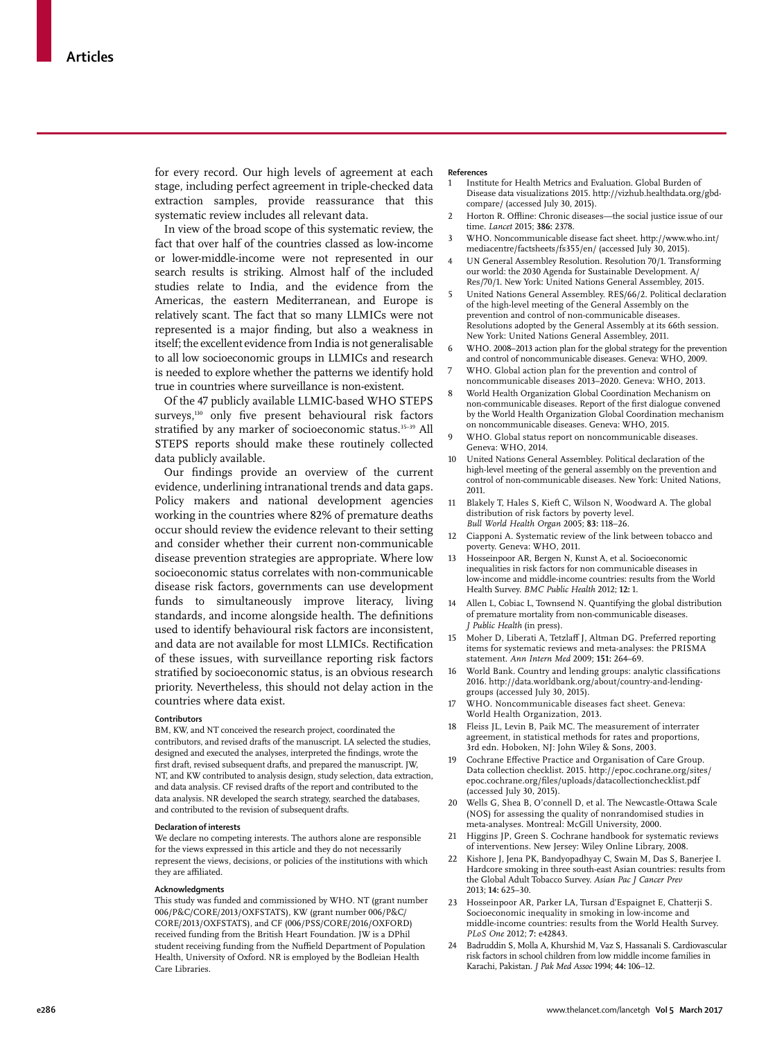for every record. Our high levels of agreement at each stage, including perfect agreement in triple-checked data extraction samples, provide reassurance that this systematic review includes all relevant data.

In view of the broad scope of this systematic review, the fact that over half of the countries classed as low-income or lower-middle-income were not represented in our search results is striking. Almost half of the included studies relate to India, and the evidence from the Americas, the eastern Mediterranean, and Europe is relatively scant. The fact that so many LLMICs were not represented is a major finding, but also a weakness in itself; the excellent evidence from India is not generalisable to all low socioeconomic groups in LLMICs and research is needed to explore whether the patterns we identify hold true in countries where surveillance is non-existent.

Of the 47 publicly available LLMIC-based WHO STEPS surveys,[130] only five present behavioural risk factors stratified by any marker of socioeconomic status.[35–39] All STEPS reports should make these routinely collected data publicly available.

Our findings provide an overview of the current evidence, underlining intranational trends and data gaps. Policy makers and national development agencies working in the countries where 82% of premature deaths occur should review the evidence relevant to their setting and consider whether their current non-communicable disease prevention strategies are appropriate. Where low socioeconomic status correlates with non-communicable disease risk factors, governments can use development funds to simultaneously improve literacy, living standards, and income alongside health. The definitions used to identify behavioural risk factors are inconsistent, and data are not available for most LLMICs. Rectification of these issues, with surveillance reporting risk factors stratified by socioeconomic status, is an obvious research priority. Nevertheless, this should not delay action in the countries where data exist.

#### Contributors

BM, KW, and NT conceived the research project, coordinated the contributors, and revised drafts of the manuscript. LA selected the studies, designed and executed the analyses, interpreted the findings, wrote the first draft, revised subsequent drafts, and prepared the manuscript. JW, NT, and KW contributed to analysis design, study selection, data extraction, and data analysis. CF revised drafts of the report and contributed to the data analysis. NR developed the search strategy, searched the databases, and contributed to the revision of subsequent drafts.

#### Declaration of interests

We declare no competing interests. The authors alone are responsible for the views expressed in this article and they do not necessarily represent the views, decisions, or policies of the institutions with which they are affiliated.

#### Acknowledgments

This study was funded and commissioned by WHO. NT (grant number 006/P&C/CORE/2013/OXFSTATS), KW (grant number 006/P&C/CORE/2013/OXFSTATS), and CF (006/PSS/CORE/2016/OXFORD) received funding from the British Heart Foundation. JW is a DPhil student receiving funding from the Nuffield Department of Population Health, University of Oxford. NR is employed by the Bodleian Health Care Libraries.

#### References

1. Institute for Health Metrics and Evaluation. Global Burden of Disease data visualizations 2015. http://vizhub.healthdata.org/gbd-compare/ (accessed July 30, 2015).
2. Horton R. Offline: Chronic diseases—the social justice issue of our time. *Lancet* 2015; **386:** 2378.
3. WHO. Noncommunicable disease fact sheet. http://www.who.int/mediacentre/factsheets/fs355/en/ (accessed July 30, 2015).
4. UN General Assembley Resolution. Resolution 70/1. Transforming our world: the 2030 Agenda for Sustainable Development. A/Res/70/1. New York: United Nations General Assembley, 2015.
5. United Nations General Assembley. RES/66/2. Political declaration of the high-level meeting of the General Assembly on the prevention and control of non-communicable diseases. Resolutions adopted by the General Assembly at its 66th session. New York: United Nations General Assembley, 2011.
6. WHO. 2008–2013 action plan for the global strategy for the prevention and control of noncommunicable diseases. Geneva: WHO, 2009.
7. WHO. Global action plan for the prevention and control of noncommunicable diseases 2013–2020. Geneva: WHO, 2013.
8. World Health Organization Global Coordination Mechanism on non-communicable diseases. Report of the first dialogue convened by the World Health Organization Global Coordination mechanism on noncommunicable diseases. Geneva: WHO, 2015.
9. WHO. Global status report on noncommunicable diseases. Geneva: WHO, 2014.
10. United Nations General Assembley. Political declaration of the high-level meeting of the general assembly on the prevention and control of non-communicable diseases. New York: United Nations, 2011.
11. Blakely T, Hales S, Kieft C, Wilson N, Woodward A. The global distribution of risk factors by poverty level. *Bull World Health Organ* 2005; **83:** 118–26.
12. Ciapponi A. Systematic review of the link between tobacco and poverty. Geneva: WHO, 2011.
13. Hosseinpoor AR, Bergen N, Kunst A, et al. Socioeconomic inequalities in risk factors for non communicable diseases in low-income and middle-income countries: results from the World Health Survey. *BMC Public Health* 2012; **12:** 1.
14. Allen L, Cobiac L, Townsend N. Quantifying the global distribution of premature mortality from non-communicable diseases. *J Public Health* (in press).
15. Moher D, Liberati A, Tetzlaff J, Altman DG. Preferred reporting items for systematic reviews and meta-analyses: the PRISMA statement. *Ann Intern Med* 2009; **151:** 264–69.
16. World Bank. Country and lending groups: analytic classifications 2016. http://data.worldbank.org/about/country-and-lending-groups (accessed July 30, 2015).
17. WHO. Noncommunicable diseases fact sheet. Geneva: World Health Organization, 2013.
18. Fleiss JL, Levin B, Paik MC. The measurement of interrater agreement, in statistical methods for rates and proportions, 3rd edn. Hoboken, NJ: John Wiley & Sons, 2003.
19. Cochrane Effective Practice and Organisation of Care Group. Data collection checklist. 2015. http://epoc.cochrane.org/sites/epoc.cochrane.org/files/uploads/datacollectionchecklist.pdf (accessed July 30, 2015).
20. Wells G, Shea B, O'connell D, et al. The Newcastle-Ottawa Scale (NOS) for assessing the quality of nonrandomised studies in meta-analyses. Montreal: McGill University, 2000.
21. Higgins JP, Green S. Cochrane handbook for systematic reviews of interventions. New Jersey: Wiley Online Library, 2008.
22. Kishore J, Jena PK, Bandyopadhyay C, Swain M, Das S, Banerjee I. Hardcore smoking in three south-east Asian countries: results from the Global Adult Tobacco Survey. *Asian Pac J Cancer Prev* 2013; **14:** 625–30.
23. Hosseinpoor AR, Parker LA, Tursan d'Espaignet E, Chatterji S. Socioeconomic inequality in smoking in low-income and middle-income countries: results from the World Health Survey. *PLoS One* 2012; **7:** e42843.
24. Badruddin S, Molla A, Khurshid M, Vaz S, Hassanali S. Cardiovascular risk factors in school children from low middle income families in Karachi, Pakistan. *J Pak Med Assoc* 1994; **44:** 106–12.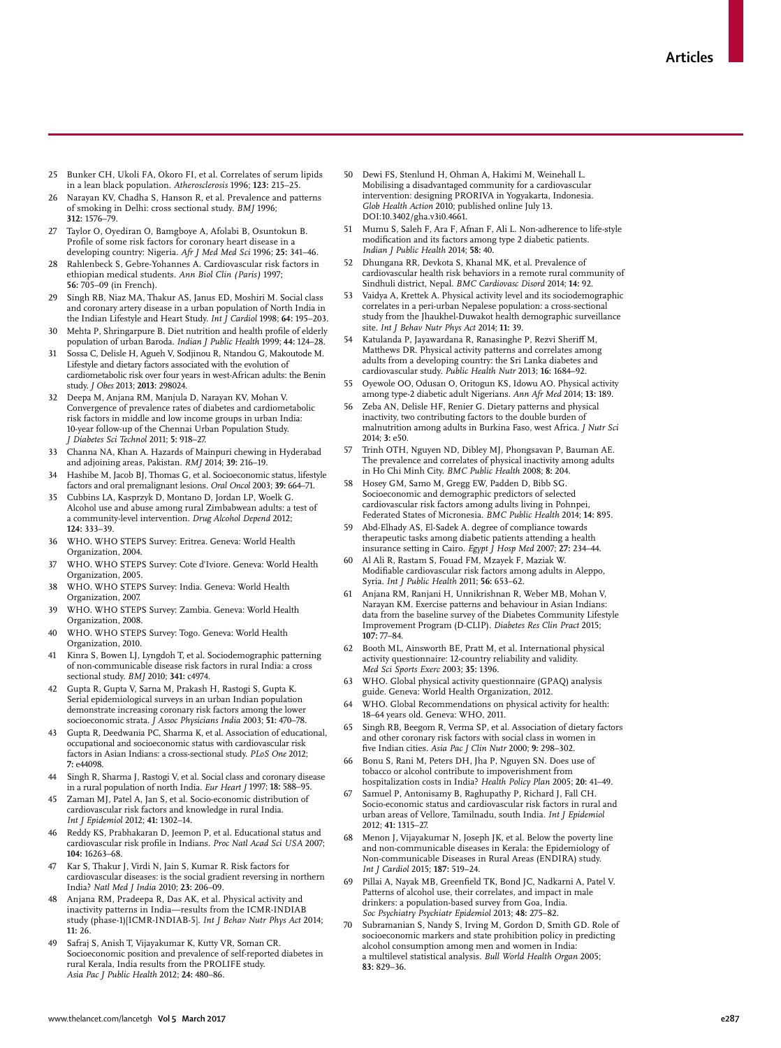25 Bunker CH, Ukoli FA, Okoro FI, et al. Correlates of serum lipids in a lean black population. *Atherosclerosis* 1996; **123:** 215–25.

26 Narayan KV, Chadha S, Hanson R, et al. Prevalence and patterns of smoking in Delhi: cross sectional study. *BMJ* 1996; **312:** 1576–79.

27 Taylor O, Oyediran O, Bamgboye A, Afolabi B, Osuntokun B. Profile of some risk factors for coronary heart disease in a developing country: Nigeria. *Afr J Med Med Sci* 1996; **25:** 341–46.

28 Rahlenbeck S, Gebre-Yohannes A. Cardiovascular risk factors in ethiopian medical students. *Ann Biol Clin (Paris)* 1997; **56:** 705–09 (in French).

29 Singh RB, Niaz MA, Thakur AS, Janus ED, Moshiri M. Social class and coronary artery disease in a urban population of North India in the Indian Lifestyle and Heart Study. *Int J Cardiol* 1998; **64:** 195–203.

30 Mehta P, Shringarpure B. Diet nutrition and health profile of elderly population of urban Baroda. *Indian J Public Health* 1999; **44:** 124–28.

31 Sossa C, Delisle H, Agueh V, Sodjinou R, Ntandou G, Makoutode M. Lifestyle and dietary factors associated with the evolution of cardiometabolic risk over four years in west-African adults: the Benin study. *J Obes* 2013; **2013:** 298024.

32 Deepa M, Anjana RM, Manjula D, Narayan KV, Mohan V. Convergence of prevalence rates of diabetes and cardiometabolic risk factors in middle and low income groups in urban India: 10-year follow-up of the Chennai Urban Population Study. *J Diabetes Sci Technol* 2011; **5:** 918–27.

33 Channa NA, Khan A. Hazards of Mainpuri chewing in Hyderabad and adjoining areas, Pakistan. *RMJ* 2014; **39:** 216–19.

34 Hashibe M, Jacob BJ, Thomas G, et al. Socioeconomic status, lifestyle factors and oral premalignant lesions. *Oral Oncol* 2003; **39:** 664–71.

35 Cubbins LA, Kasprzyk D, Montano D, Jordan LP, Woelk G. Alcohol use and abuse among rural Zimbabwean adults: a test of a community-level intervention. *Drug Alcohol Depend* 2012; **124:** 333–39.

36 WHO. WHO STEPS Survey: Eritrea. Geneva: World Health Organization, 2004.

37 WHO. WHO STEPS Survey: Cote d'Iviore. Geneva: World Health Organization, 2005.

38 WHO. WHO STEPS Survey: India. Geneva: World Health Organization, 2007.

39 WHO. WHO STEPS Survey: Zambia. Geneva: World Health Organization, 2008.

40 WHO. WHO STEPS Survey: Togo. Geneva: World Health Organization, 2010.

41 Kinra S, Bowen LJ, Lyngdoh T, et al. Sociodemographic patterning of non-communicable disease risk factors in rural India: a cross sectional study. *BMJ* 2010; **341:** c4974.

42 Gupta R, Gupta V, Sarna M, Prakash H, Rastogi S, Gupta K. Serial epidemiological surveys in an urban Indian population demonstrate increasing coronary risk factors among the lower socioeconomic strata. *J Assoc Physicians India* 2003; **51:** 470–78.

43 Gupta R, Deedwania PC, Sharma K, et al. Association of educational, occupational and socioeconomic status with cardiovascular risk factors in Asian Indians: a cross-sectional study. *PLoS One* 2012; **7:** e44098.

44 Singh RB, Sharma J, Rastogi V, et al. Social class and coronary disease in a rural population of north India. *Eur Heart J* 1997; **18:** 588–95.

45 Zaman MJ, Patel A, Jan S, et al. Socio-economic distribution of cardiovascular risk factors and knowledge in rural India. *Int J Epidemiol* 2012; **41:** 1302–14.

46 Reddy KS, Prabhakaran D, Jeemon P, et al. Educational status and cardiovascular risk profile in Indians. *Proc Natl Acad Sci USA* 2007; **104:** 16263–68.

47 Kar S, Thakur J, Virdi N, Jain S, Kumar R. Risk factors for cardiovascular diseases: is the social gradient reversing in northern India? *Natl Med J India* 2010; **23:** 206–09.

48 Anjana RM, Pradeepa R, Das AK, et al. Physical activity and inactivity patterns in India—results from the ICMR-INDIAB study (phase-1)[ICMR-INDIAB-5]. *Int J Behav Nutr Phys Act* 2014; **11:** 26.

49 Safraj S, Anish T, Vijayakumar K, Kutty VR, Soman CR. Socioeconomic position and prevalence of self-reported diabetes in rural Kerala, India results from the PROLIFE study. *Asia Pac J Public Health* 2012; **24:** 480–86.

50 Dewi FS, Stenlund H, Ohman A, Hakimi M, Weinehall L. Mobilising a disadvantaged community for a cardiovascular intervention: designing PRORIVA in Yogyakarta, Indonesia. *Glob Health Action* 2010; published online July 13. DOI:10.3402/gha.v3i0.4661.

51 Mumu S, Saleh F, Ara F, Afnan F, Ali L. Non-adherence to life-style modification and its factors among type 2 diabetic patients. *Indian J Public Health* 2014; **58:** 40.

52 Dhungana RR, Devkota S, Khanal MK, et al. Prevalence of cardiovascular health risk behaviors in a remote rural community of Sindhuli district, Nepal. *BMC Cardiovasc Disord* 2014; **14:** 92.

53 Vaidya A, Krettek A. Physical activity level and its sociodemographic correlates in a peri-urban Nepalese population: a cross-sectional study from the Jhaukhel-Duwakot health demographic surveillance site. *Int J Behav Nutr Phys Act* 2014; **11:** 39.

54 Katulanda P, Jayawardana R, Ranasinghe P, Rezvi Sheriff M, Matthews DR. Physical activity patterns and correlates among adults from a developing country: the Sri Lanka diabetes and cardiovascular study. *Public Health Nutr* 2013; **16:** 1684–92.

55 Oyewole OO, Odusan O, Oritogun KS, Idowu AO. Physical activity among type-2 diabetic adult Nigerians. *Ann Afr Med* 2014; **13:** 189.

56 Zeba AN, Delisle HF, Renier G. Dietary patterns and physical inactivity, two contributing factors to the double burden of malnutrition among adults in Burkina Faso, west Africa. *J Nutr Sci* 2014; **3:** e50.

57 Trinh OTH, Nguyen ND, Dibley MJ, Phongsavan P, Bauman AE. The prevalence and correlates of physical inactivity among adults in Ho Chi Minh City. *BMC Public Health* 2008; **8:** 204.

58 Hosey GM, Samo M, Gregg EW, Padden D, Bibb SG. Socioeconomic and demographic predictors of selected cardiovascular risk factors among adults living in Pohnpei, Federated States of Micronesia. *BMC Public Health* 2014; **14:** 895.

59 Abd-Elhady AS, El-Sadek A. degree of compliance towards therapeutic tasks among diabetic patients attending a health insurance setting in Cairo. *Egypt J Hosp Med* 2007; **27:** 234–44.

60 Al Ali R, Rastam S, Fouad FM, Mzayek F, Maziak W. Modifiable cardiovascular risk factors among adults in Aleppo, Syria. *Int J Public Health* 2011; **56:** 653–62.

61 Anjana RM, Ranjani H, Unnikrishnan R, Weber MB, Mohan V, Narayan KM. Exercise patterns and behaviour in Asian Indians: data from the baseline survey of the Diabetes Community Lifestyle Improvement Program (D-CLIP). *Diabetes Res Clin Pract* 2015; **107:** 77–84.

62 Booth ML, Ainsworth BE, Pratt M, et al. International physical activity questionnaire: 12-country reliability and validity. *Med Sci Sports Exerc* 2003; **35:** 1396.

63 WHO. Global physical activity questionnaire (GPAQ) analysis guide. Geneva: World Health Organization, 2012.

64 WHO. Global Recommendations on physical activity for health: 18–64 years old. Geneva: WHO, 2011.

65 Singh RB, Beegom R, Verma SP, et al. Association of dietary factors and other coronary risk factors with social class in women in five Indian cities. *Asia Pac J Clin Nutr* 2000; **9:** 298–302.

66 Bonu S, Rani M, Peters DH, Jha P, Nguyen SN. Does use of tobacco or alcohol contribute to impoverishment from hospitalization costs in India? *Health Policy Plan* 2005; **20:** 41–49.

67 Samuel P, Antonisamy B, Raghupathy P, Richard J, Fall CH. Socio-economic status and cardiovascular risk factors in rural and urban areas of Vellore, Tamilnadu, south India. *Int J Epidemiol* 2012; **41:** 1315–27.

68 Menon J, Vijayakumar N, Joseph JK, et al. Below the poverty line and non-communicable diseases in Kerala: the Epidemiology of Non-communicable Diseases in Rural Areas (ENDIRA) study. *Int J Cardiol* 2015; **187:** 519–24.

69 Pillai A, Nayak MB, Greenfield TK, Bond JC, Nadkarni A, Patel V. Patterns of alcohol use, their correlates, and impact in male drinkers: a population-based survey from Goa, India. *Soc Psychiatry Psychiatr Epidemiol* 2013; **48:** 275–82.

70 Subramanian S, Nandy S, Irving M, Gordon D, Smith GD. Role of socioeconomic markers and state prohibition policy in predicting alcohol consumption among men and women in India: a multilevel statistical analysis. *Bull World Health Organ* 2005; **83:** 829–36.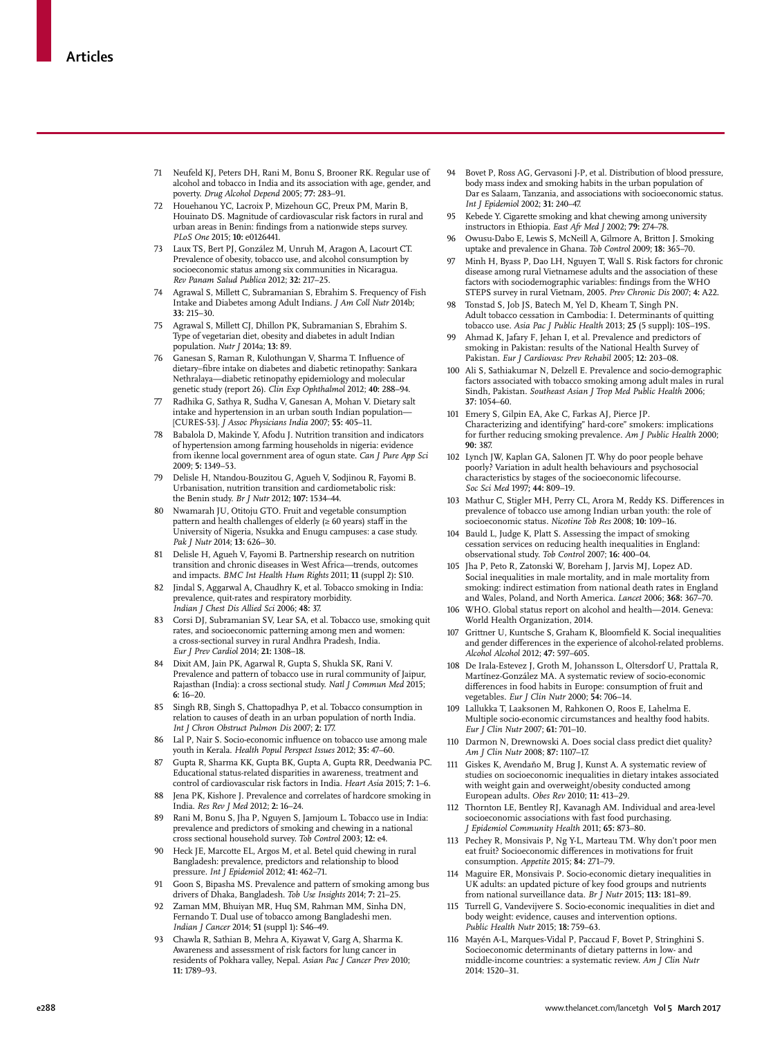71 Neufeld KJ, Peters DH, Rani M, Bonu S, Brooner RK. Regular use of alcohol and tobacco in India and its association with age, gender, and poverty. *Drug Alcohol Depend* 2005; **77:** 283–91.

72 Houehanou YC, Lacroix P, Mizehoun GC, Preux PM, Marin B, Houinato DS. Magnitude of cardiovascular risk factors in rural and urban areas in Benin: findings from a nationwide steps survey. *PLoS One* 2015; **10:** e0126441.

73 Laux TS, Bert PJ, González M, Unruh M, Aragon A, Lacourt CT. Prevalence of obesity, tobacco use, and alcohol consumption by socioeconomic status among six communities in Nicaragua. *Rev Panam Salud Publica* 2012; **32:** 217–25.

74 Agrawal S, Millett C, Subramanian S, Ebrahim S. Frequency of Fish Intake and Diabetes among Adult Indians. *J Am Coll Nutr* 2014b; **33:** 215–30.

75 Agrawal S, Millett CJ, Dhillon PK, Subramanian S, Ebrahim S. Type of vegetarian diet, obesity and diabetes in adult Indian population. *Nutr J* 2014a; **13:** 89.

76 Ganesan S, Raman R, Kulothungan V, Sharma T. Influence of dietary–fibre intake on diabetes and diabetic retinopathy: Sankara Nethralaya—diabetic retinopathy epidemiology and molecular genetic study (report 26). *Clin Exp Ophthalmol* 2012; **40:** 288–94.

77 Radhika G, Sathya R, Sudha V, Ganesan A, Mohan V. Dietary salt intake and hypertension in an urban south Indian population—[CURES-53]. *J Assoc Physicians India* 2007; **55:** 405–11.

78 Babalola D, Makinde Y, Afodu J. Nutrition transition and indicators of hypertension among farming households in nigeria: evidence from ikenne local government area of ogun state. *Can J Pure App Sci* 2009; **5:** 1349–53.

79 Delisle H, Ntandou-Bouzitou G, Agueh V, Sodjinou R, Fayomi B. Urbanisation, nutrition transition and cardiometabolic risk: the Benin study. *Br J Nutr* 2012; **107:** 1534–44.

80 Nwamarah JU, Otitoju GTO. Fruit and vegetable consumption pattern and health challenges of elderly (≥ 60 years) staff in the University of Nigeria, Nsukka and Enugu campuses: a case study. *Pak J Nutr* 2014; **13:** 626–30.

81 Delisle H, Agueh V, Fayomi B. Partnership research on nutrition transition and chronic diseases in West Africa—trends, outcomes and impacts. *BMC Int Health Hum Rights* 2011; **11** (suppl 2)**:** S10.

82 Jindal S, Aggarwal A, Chaudhry K, et al. Tobacco smoking in India: prevalence, quit-rates and respiratory morbidity. *Indian J Chest Dis Allied Sci* 2006; **48:** 37.

83 Corsi DJ, Subramanian SV, Lear SA, et al. Tobacco use, smoking quit rates, and socioeconomic patterning among men and women: a cross-sectional survey in rural Andhra Pradesh, India. *Eur J Prev Cardiol* 2014; **21:** 1308–18.

84 Dixit AM, Jain PK, Agarwal R, Gupta S, Shukla SK, Rani V. Prevalence and pattern of tobacco use in rural community of Jaipur, Rajasthan (India): a cross sectional study. *Natl J Commun Med* 2015; **6:** 16–20.

85 Singh RB, Singh S, Chattopadhya P, et al. Tobacco consumption in relation to causes of death in an urban population of north India. *Int J Chron Obstruct Pulmon Dis* 2007; **2:** 177.

86 Lal P, Nair S. Socio-economic influence on tobacco use among male youth in Kerala. *Health Popul Perspect Issues* 2012; **35:** 47–60.

87 Gupta R, Sharma KK, Gupta BK, Gupta A, Gupta RR, Deedwania PC. Educational status-related disparities in awareness, treatment and control of cardiovascular risk factors in India. *Heart Asia* 2015; **7:** 1–6.

88 Jena PK, Kishore J. Prevalence and correlates of hardcore smoking in India. *Res Rev J Med* 2012; **2:** 16–24.

89 Rani M, Bonu S, Jha P, Nguyen S, Jamjoum L. Tobacco use in India: prevalence and predictors of smoking and chewing in a national cross sectional household survey. *Tob Control* 2003; **12:** e4.

90 Heck JE, Marcotte EL, Argos M, et al. Betel quid chewing in rural Bangladesh: prevalence, predictors and relationship to blood pressure. *Int J Epidemiol* 2012; **41:** 462–71.

91 Goon S, Bipasha MS. Prevalence and pattern of smoking among bus drivers of Dhaka, Bangladesh. *Tob Use Insights* 2014; **7:** 21–25.

92 Zaman MM, Bhuiyan MR, Huq SM, Rahman MM, Sinha DN, Fernando T. Dual use of tobacco among Bangladeshi men. *Indian J Cancer* 2014; **51** (suppl 1)**:** S46–49.

93 Chawla R, Sathian B, Mehra A, Kiyawat V, Garg A, Sharma K. Awareness and assessment of risk factors for lung cancer in residents of Pokhara valley, Nepal. *Asian Pac J Cancer Prev* 2010; **11:** 1789–93.

94 Bovet P, Ross AG, Gervasoni J-P, et al. Distribution of blood pressure, body mass index and smoking habits in the urban population of Dar es Salaam, Tanzania, and associations with socioeconomic status. *Int J Epidemiol* 2002; **31:** 240–47.

95 Kebede Y. Cigarette smoking and khat chewing among university instructors in Ethiopia. *East Afr Med J* 2002; **79:** 274–78.

96 Owusu-Dabo E, Lewis S, McNeill A, Gilmore A, Britton J. Smoking uptake and prevalence in Ghana. *Tob Control* 2009; **18:** 365–70.

97 Minh H, Byass P, Dao LH, Nguyen T, Wall S. Risk factors for chronic disease among rural Vietnamese adults and the association of these factors with sociodemographic variables: findings from the WHO STEPS survey in rural Vietnam, 2005. *Prev Chronic Dis* 2007; **4:** A22.

98 Tonstad S, Job JS, Batech M, Yel D, Kheam T, Singh PN. Adult tobacco cessation in Cambodia: I. Determinants of quitting tobacco use. *Asia Pac J Public Health* 2013; **25** (5 suppl)**:** 10S–19S.

99 Ahmad K, Jafary F, Jehan I, et al. Prevalence and predictors of smoking in Pakistan: results of the National Health Survey of Pakistan. *Eur J Cardiovasc Prev Rehabil* 2005; **12:** 203–08.

100 Ali S, Sathiakumar N, Delzell E. Prevalence and socio-demographic factors associated with tobacco smoking among adult males in rural Sindh, Pakistan. *Southeast Asian J Trop Med Public Health* 2006; **37:** 1054–60.

101 Emery S, Gilpin EA, Ake C, Farkas AJ, Pierce JP. Characterizing and identifying" hard-core" smokers: implications for further reducing smoking prevalence. *Am J Public Health* 2000; **90:** 387.

102 Lynch JW, Kaplan GA, Salonen JT. Why do poor people behave poorly? Variation in adult health behaviours and psychosocial characteristics by stages of the socioeconomic lifecourse. *Soc Sci Med* 1997; **44:** 809–19.

103 Mathur C, Stigler MH, Perry CL, Arora M, Reddy KS. Differences in prevalence of tobacco use among Indian urban youth: the role of socioeconomic status. *Nicotine Tob Res* 2008; **10:** 109–16.

104 Bauld L, Judge K, Platt S. Assessing the impact of smoking cessation services on reducing health inequalities in England: observational study. *Tob Control* 2007; **16:** 400–04.

105 Jha P, Peto R, Zatonski W, Boreham J, Jarvis MJ, Lopez AD. Social inequalities in male mortality, and in male mortality from smoking: indirect estimation from national death rates in England and Wales, Poland, and North America. *Lancet* 2006; **368:** 367–70.

106 WHO. Global status report on alcohol and health—2014. Geneva: World Health Organization, 2014.

107 Grittner U, Kuntsche S, Graham K, Bloomfield K. Social inequalities and gender differences in the experience of alcohol-related problems. *Alcohol Alcohol* 2012; **47:** 597–605.

108 De Irala-Estevez J, Groth M, Johansson L, Oltersdorf U, Prattala R, Martínez-González MA. A systematic review of socio-economic differences in food habits in Europe: consumption of fruit and vegetables. *Eur J Clin Nutr* 2000; **54:** 706–14.

109 Lallukka T, Laaksonen M, Rahkonen O, Roos E, Lahelma E. Multiple socio-economic circumstances and healthy food habits. *Eur J Clin Nutr* 2007; **61:** 701–10.

110 Darmon N, Drewnowski A. Does social class predict diet quality? *Am J Clin Nutr* 2008; **87:** 1107–17.

111 Giskes K, Avendaňo M, Brug J, Kunst A. A systematic review of studies on socioeconomic inequalities in dietary intakes associated with weight gain and overweight/obesity conducted among European adults. *Obes Rev* 2010; **11:** 413–29.

112 Thornton LE, Bentley RJ, Kavanagh AM. Individual and area-level socioeconomic associations with fast food purchasing. *J Epidemiol Community Health* 2011; **65:** 873–80.

113 Pechey R, Monsivais P, Ng Y-L, Marteau TM. Why don't poor men eat fruit? Socioeconomic differences in motivations for fruit consumption. *Appetite* 2015; **84:** 271–79.

114 Maguire ER, Monsivais P. Socio-economic dietary inequalities in UK adults: an updated picture of key food groups and nutrients from national surveillance data. *Br J Nutr* 2015; **113:** 181–89.

115 Turrell G, Vandevijvere S. Socio-economic inequalities in diet and body weight: evidence, causes and intervention options. *Public Health Nutr* 2015; **18:** 759–63.

116 Mayén A-L, Marques-Vidal P, Paccaud F, Bovet P, Stringhini S. Socioeconomic determinants of dietary patterns in low- and middle-income countries: a systematic review. *Am J Clin Nutr* 2014: 1520–31.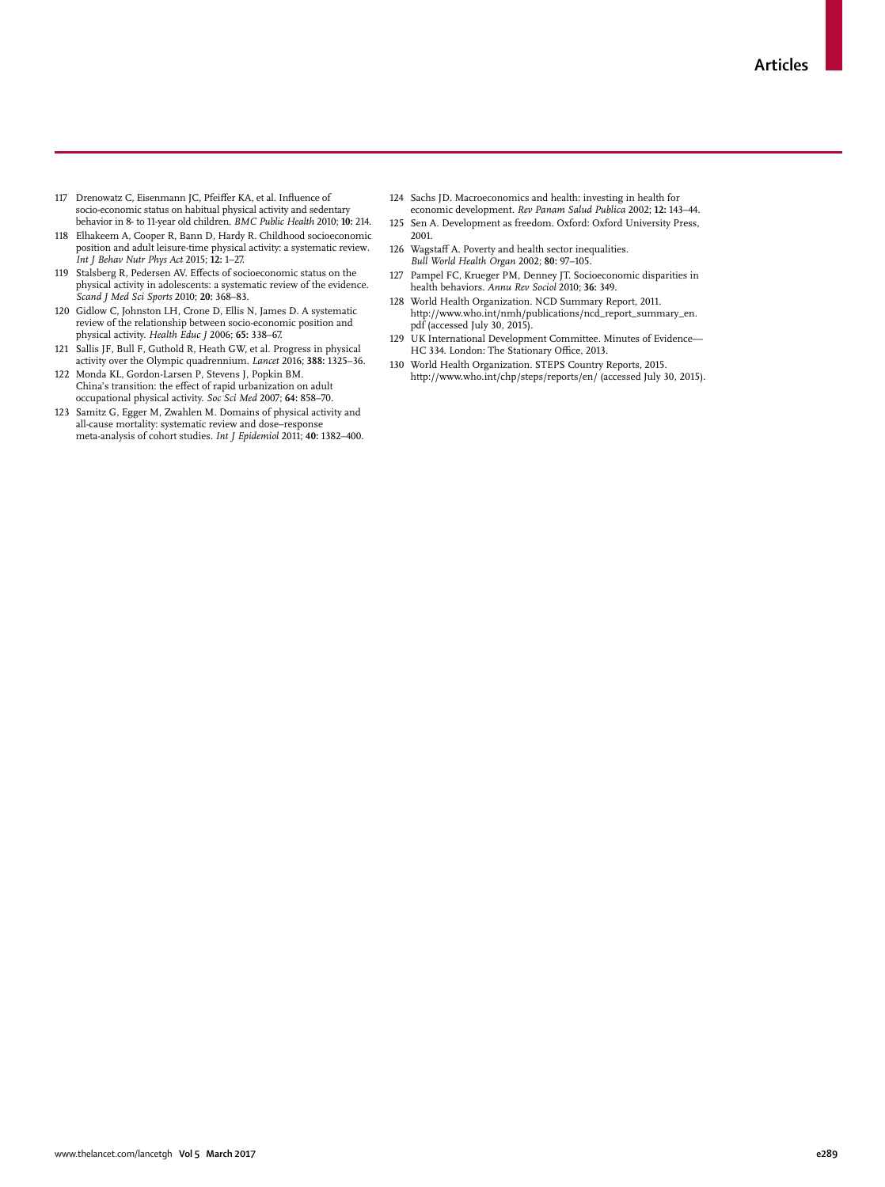117 Drenowatz C, Eisenmann JC, Pfeiffer KA, et al. Influence of socio-economic status on habitual physical activity and sedentary behavior in 8- to 11-year old children. *BMC Public Health* 2010; **10:** 214.

118 Elhakeem A, Cooper R, Bann D, Hardy R. Childhood socioeconomic position and adult leisure-time physical activity: a systematic review. *Int J Behav Nutr Phys Act* 2015; **12:** 1–27.

119 Stalsberg R, Pedersen AV. Effects of socioeconomic status on the physical activity in adolescents: a systematic review of the evidence. *Scand J Med Sci Sports* 2010; **20:** 368–83.

120 Gidlow C, Johnston LH, Crone D, Ellis N, James D. A systematic review of the relationship between socio-economic position and physical activity. *Health Educ J* 2006; **65:** 338–67.

121 Sallis JF, Bull F, Guthold R, Heath GW, et al. Progress in physical activity over the Olympic quadrennium. *Lancet* 2016; **388:** 1325–36.

122 Monda KL, Gordon-Larsen P, Stevens J, Popkin BM. China's transition: the effect of rapid urbanization on adult occupational physical activity. *Soc Sci Med* 2007; **64:** 858–70.

123 Samitz G, Egger M, Zwahlen M. Domains of physical activity and all-cause mortality: systematic review and dose–response meta-analysis of cohort studies. *Int J Epidemiol* 2011; **40:** 1382–400.

124 Sachs JD. Macroeconomics and health: investing in health for economic development. *Rev Panam Salud Publica* 2002; **12:** 143–44.

125 Sen A. Development as freedom. Oxford: Oxford University Press, 2001.

126 Wagstaff A. Poverty and health sector inequalities. *Bull World Health Organ* 2002; **80:** 97–105.

127 Pampel FC, Krueger PM, Denney JT. Socioeconomic disparities in health behaviors. *Annu Rev Sociol* 2010; **36:** 349.

128 World Health Organization. NCD Summary Report, 2011. http://www.who.int/nmh/publications/ncd_report_summary_en.pdf (accessed July 30, 2015).

129 UK International Development Committee. Minutes of Evidence—HC 334. London: The Stationary Office, 2013.

130 World Health Organization. STEPS Country Reports, 2015. http://www.who.int/chp/steps/reports/en/ (accessed July 30, 2015).